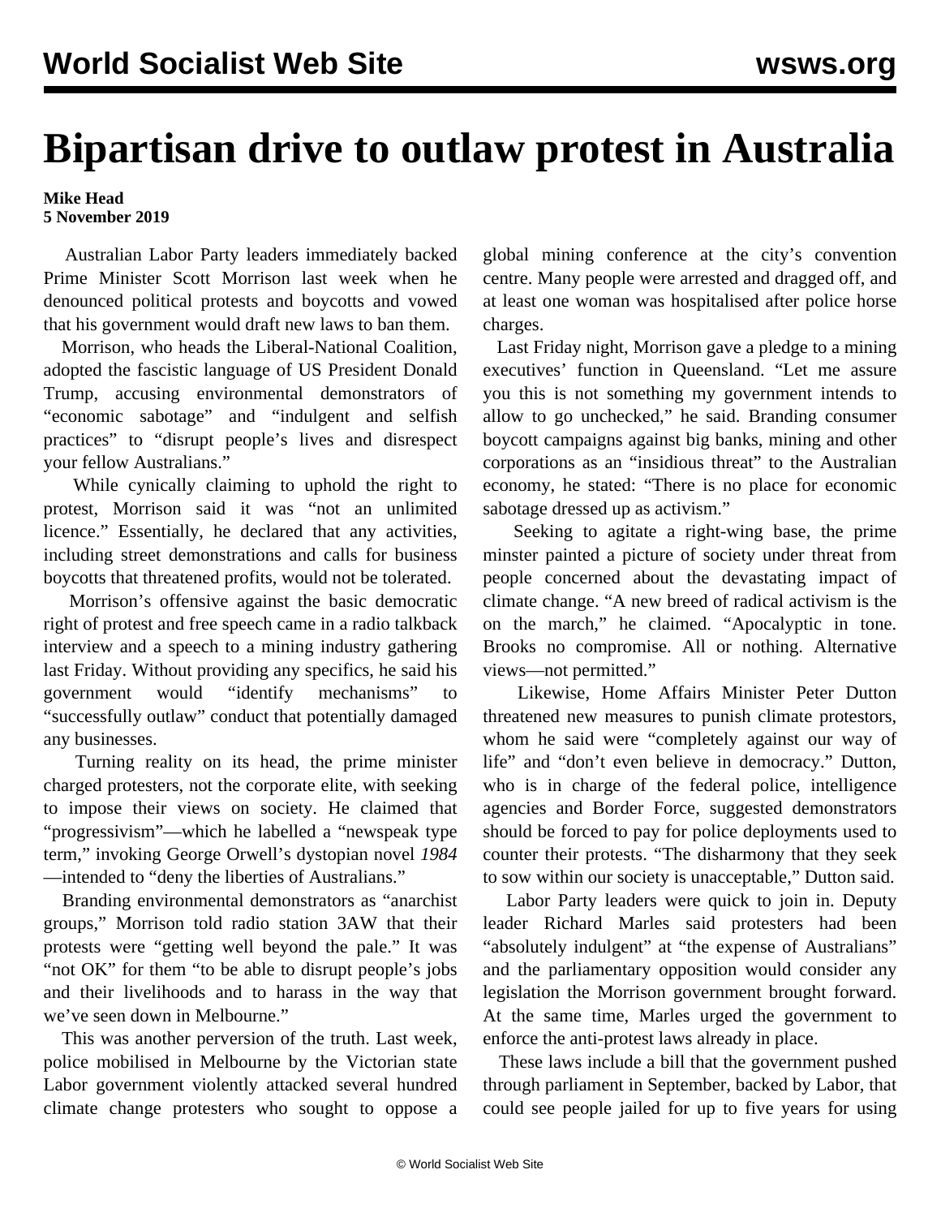# Bipartisan drive to outlaw protest in Australia

**Mike Head**
**5 November 2019**

Australian Labor Party leaders immediately backed Prime Minister Scott Morrison last week when he denounced political protests and boycotts and vowed that his government would draft new laws to ban them.

Morrison, who heads the Liberal-National Coalition, adopted the fascistic language of US President Donald Trump, accusing environmental demonstrators of "economic sabotage" and "indulgent and selfish practices" to "disrupt people's lives and disrespect your fellow Australians."

While cynically claiming to uphold the right to protest, Morrison said it was "not an unlimited licence." Essentially, he declared that any activities, including street demonstrations and calls for business boycotts that threatened profits, would not be tolerated.

Morrison's offensive against the basic democratic right of protest and free speech came in a radio talkback interview and a speech to a mining industry gathering last Friday. Without providing any specifics, he said his government would "identify mechanisms" to "successfully outlaw" conduct that potentially damaged any businesses.

Turning reality on its head, the prime minister charged protesters, not the corporate elite, with seeking to impose their views on society. He claimed that "progressivism"—which he labelled a "newspeak type term," invoking George Orwell's dystopian novel *1984*—intended to "deny the liberties of Australians."

Branding environmental demonstrators as "anarchist groups," Morrison told radio station 3AW that their protests were "getting well beyond the pale." It was "not OK" for them "to be able to disrupt people's jobs and their livelihoods and to harass in the way that we've seen down in Melbourne."

This was another perversion of the truth. Last week, police mobilised in Melbourne by the Victorian state Labor government violently attacked several hundred climate change protesters who sought to oppose a global mining conference at the city's convention centre. Many people were arrested and dragged off, and at least one woman was hospitalised after police horse charges.

Last Friday night, Morrison gave a pledge to a mining executives' function in Queensland. "Let me assure you this is not something my government intends to allow to go unchecked," he said. Branding consumer boycott campaigns against big banks, mining and other corporations as an "insidious threat" to the Australian economy, he stated: "There is no place for economic sabotage dressed up as activism."

Seeking to agitate a right-wing base, the prime minster painted a picture of society under threat from people concerned about the devastating impact of climate change. "A new breed of radical activism is the on the march," he claimed. "Apocalyptic in tone. Brooks no compromise. All or nothing. Alternative views—not permitted."

Likewise, Home Affairs Minister Peter Dutton threatened new measures to punish climate protestors, whom he said were "completely against our way of life" and "don't even believe in democracy." Dutton, who is in charge of the federal police, intelligence agencies and Border Force, suggested demonstrators should be forced to pay for police deployments used to counter their protests. "The disharmony that they seek to sow within our society is unacceptable," Dutton said.

Labor Party leaders were quick to join in. Deputy leader Richard Marles said protesters had been "absolutely indulgent" at "the expense of Australians" and the parliamentary opposition would consider any legislation the Morrison government brought forward. At the same time, Marles urged the government to enforce the anti-protest laws already in place.

These laws include a bill that the government pushed through parliament in September, backed by Labor, that could see people jailed for up to five years for using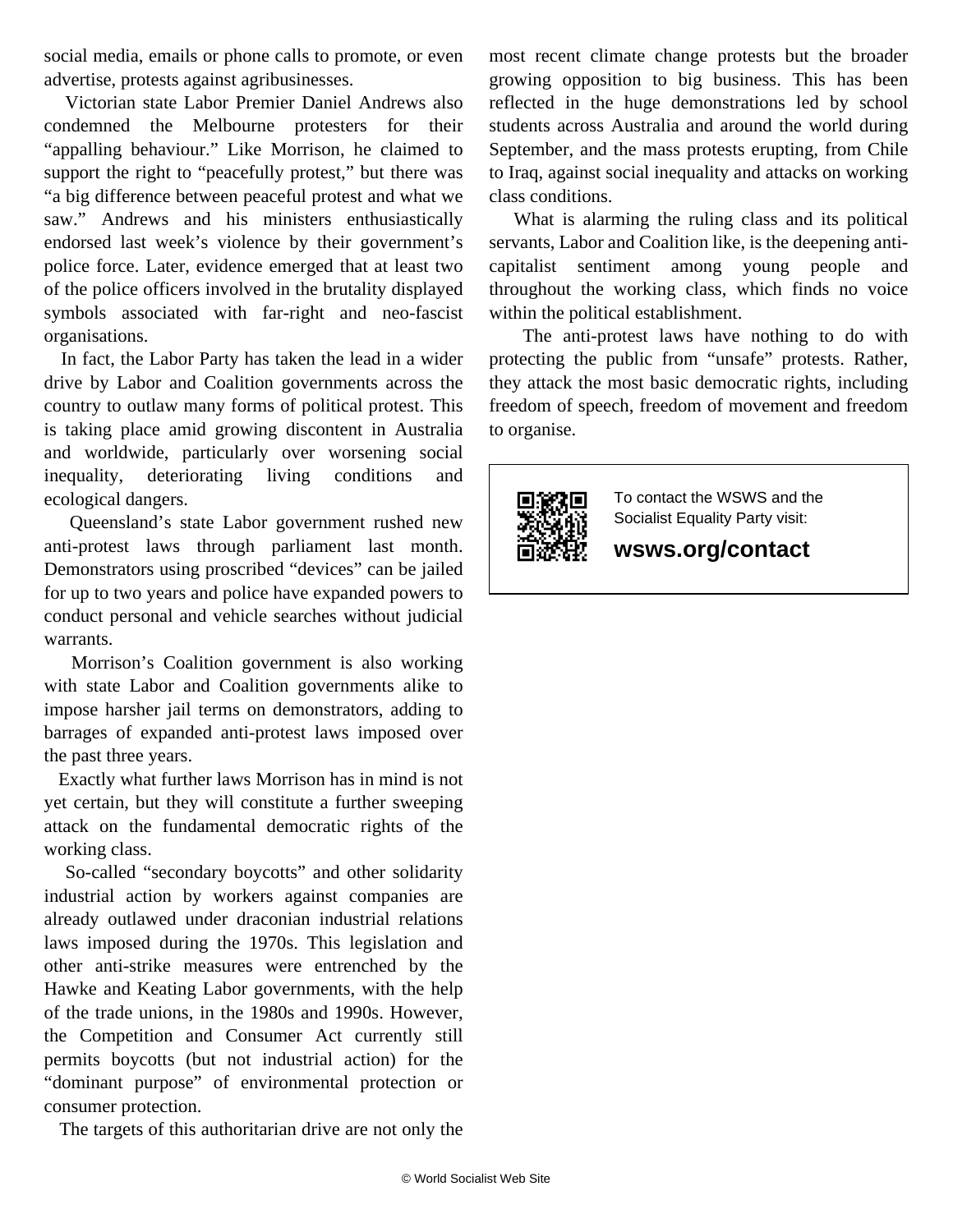social media, emails or phone calls to promote, or even advertise, protests against agribusinesses.

Victorian state Labor Premier Daniel Andrews also condemned the Melbourne protesters for their "appalling behaviour." Like Morrison, he claimed to support the right to "peacefully protest," but there was "a big difference between peaceful protest and what we saw." Andrews and his ministers enthusiastically endorsed last week's violence by their government's police force. Later, evidence emerged that at least two of the police officers involved in the brutality displayed symbols associated with far-right and neo-fascist organisations.

In fact, the Labor Party has taken the lead in a wider drive by Labor and Coalition governments across the country to outlaw many forms of political protest. This is taking place amid growing discontent in Australia and worldwide, particularly over worsening social inequality, deteriorating living conditions and ecological dangers.

Queensland's state Labor government rushed new anti-protest laws through parliament last month. Demonstrators using proscribed "devices" can be jailed for up to two years and police have expanded powers to conduct personal and vehicle searches without judicial warrants.

Morrison's Coalition government is also working with state Labor and Coalition governments alike to impose harsher jail terms on demonstrators, adding to barrages of expanded anti-protest laws imposed over the past three years.

Exactly what further laws Morrison has in mind is not yet certain, but they will constitute a further sweeping attack on the fundamental democratic rights of the working class.

So-called "secondary boycotts" and other solidarity industrial action by workers against companies are already outlawed under draconian industrial relations laws imposed during the 1970s. This legislation and other anti-strike measures were entrenched by the Hawke and Keating Labor governments, with the help of the trade unions, in the 1980s and 1990s. However, the Competition and Consumer Act currently still permits boycotts (but not industrial action) for the "dominant purpose" of environmental protection or consumer protection.

The targets of this authoritarian drive are not only the most recent climate change protests but the broader growing opposition to big business. This has been reflected in the huge demonstrations led by school students across Australia and around the world during September, and the mass protests erupting, from Chile to Iraq, against social inequality and attacks on working class conditions.

What is alarming the ruling class and its political servants, Labor and Coalition like, is the deepening anti-capitalist sentiment among young people and throughout the working class, which finds no voice within the political establishment.

The anti-protest laws have nothing to do with protecting the public from "unsafe" protests. Rather, they attack the most basic democratic rights, including freedom of speech, freedom of movement and freedom to organise.

To contact the WSWS and the Socialist Equality Party visit:

**wsws.org/contact**